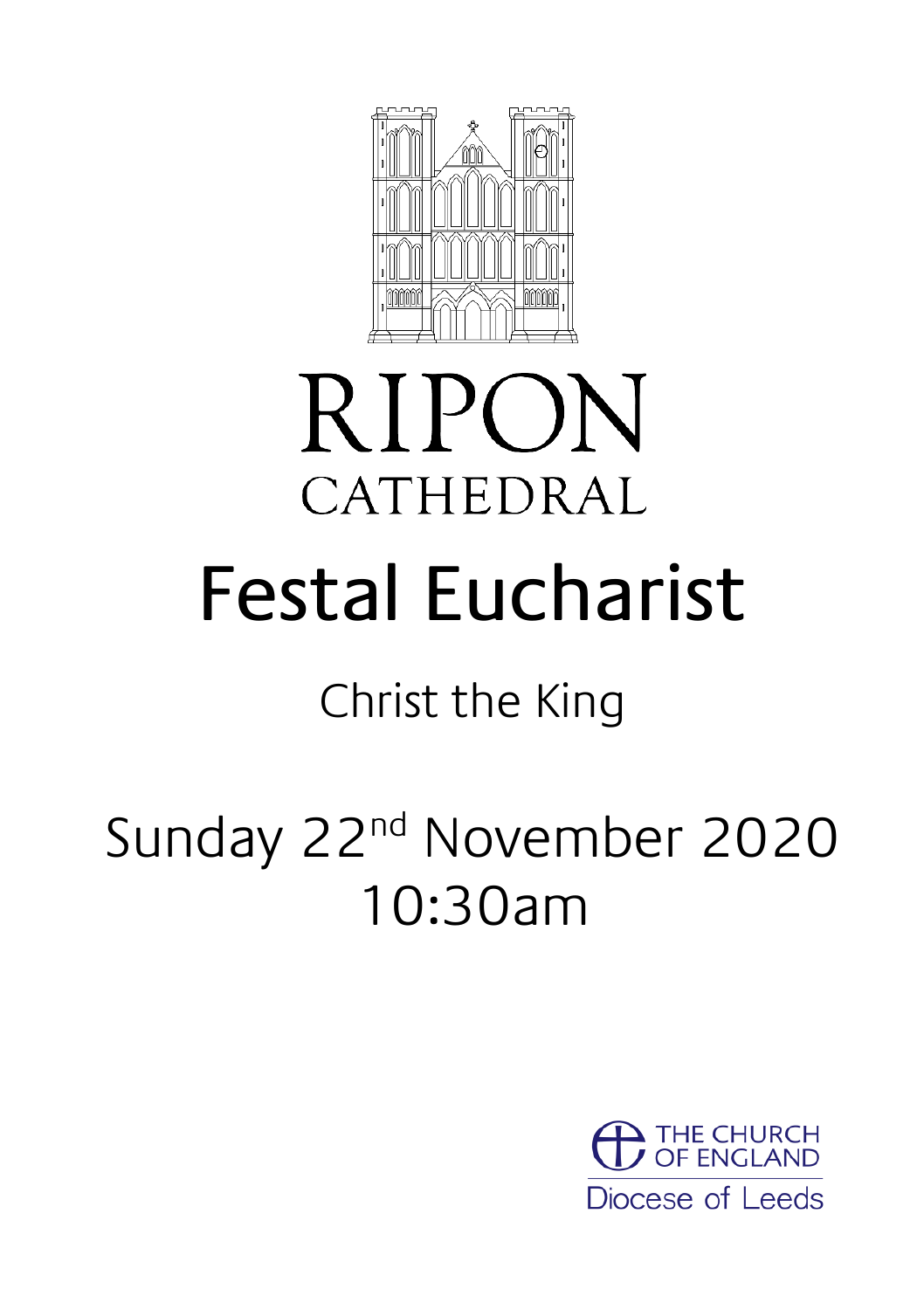# RIPON CATHEDRAL

# Festal Eucharist

## Christ the King

## Sunday 22nd November 2020
## 10:30am

THE CHURCH OF ENGLAND

Diocese of Leeds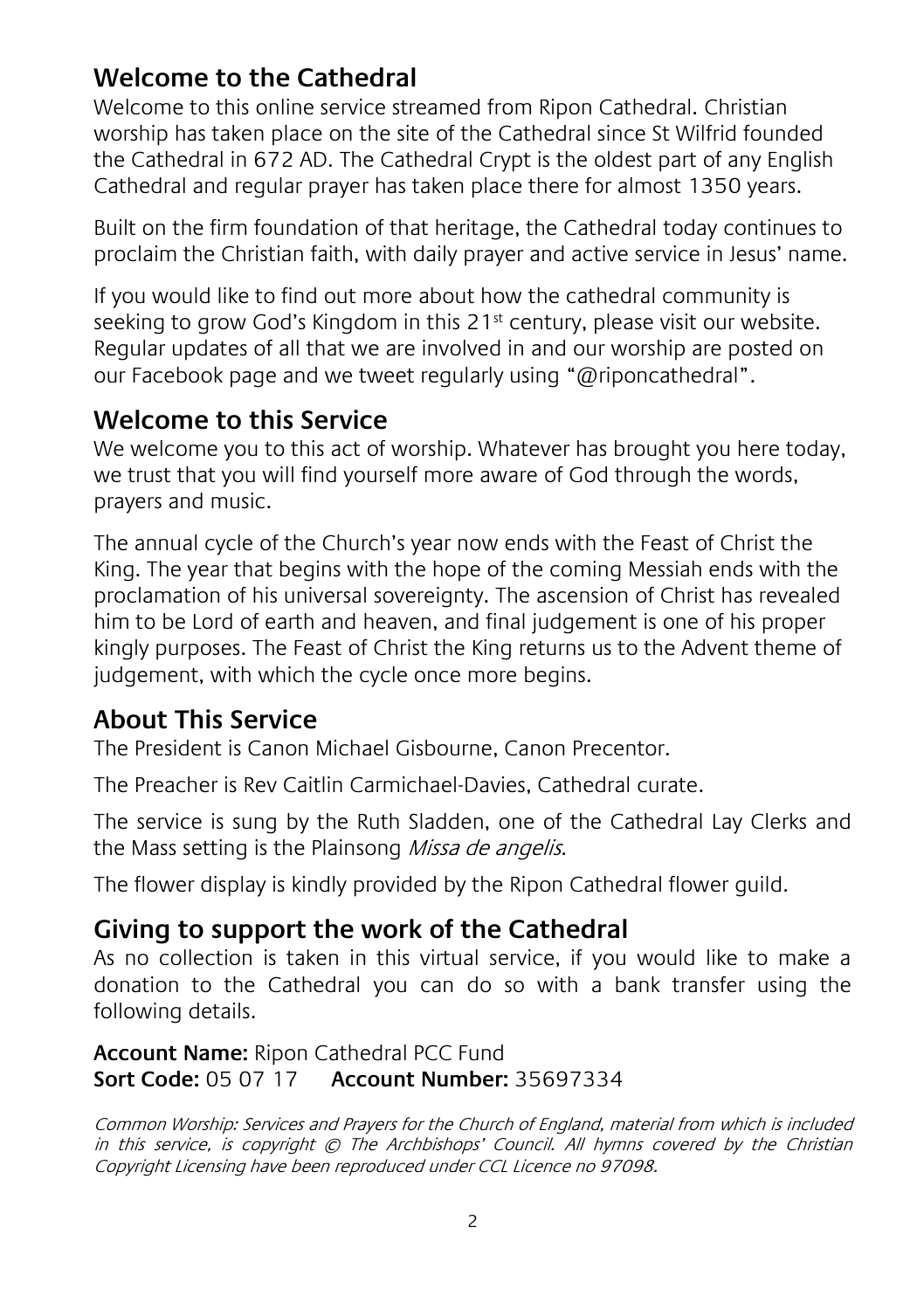## Welcome to the Cathedral

Welcome to this online service streamed from Ripon Cathedral. Christian worship has taken place on the site of the Cathedral since St Wilfrid founded the Cathedral in 672 AD. The Cathedral Crypt is the oldest part of any English Cathedral and regular prayer has taken place there for almost 1350 years.

Built on the firm foundation of that heritage, the Cathedral today continues to proclaim the Christian faith, with daily prayer and active service in Jesus' name.

If you would like to find out more about how the cathedral community is seeking to grow God's Kingdom in this 21st century, please visit our website. Regular updates of all that we are involved in and our worship are posted on our Facebook page and we tweet regularly using "@riponcathedral".

## Welcome to this Service

We welcome you to this act of worship. Whatever has brought you here today, we trust that you will find yourself more aware of God through the words, prayers and music.

The annual cycle of the Church's year now ends with the Feast of Christ the King. The year that begins with the hope of the coming Messiah ends with the proclamation of his universal sovereignty. The ascension of Christ has revealed him to be Lord of earth and heaven, and final judgement is one of his proper kingly purposes. The Feast of Christ the King returns us to the Advent theme of judgement, with which the cycle once more begins.

## About This Service

The President is Canon Michael Gisbourne, Canon Precentor.

The Preacher is Rev Caitlin Carmichael-Davies, Cathedral curate.

The service is sung by the Ruth Sladden, one of the Cathedral Lay Clerks and the Mass setting is the Plainsong *Missa de angelis*.

The flower display is kindly provided by the Ripon Cathedral flower guild.

## Giving to support the work of the Cathedral

As no collection is taken in this virtual service, if you would like to make a donation to the Cathedral you can do so with a bank transfer using the following details.

**Account Name:** Ripon Cathedral PCC Fund
**Sort Code:** 05 07 17 **Account Number:** 35697334

*Common Worship: Services and Prayers for the Church of England, material from which is included in this service, is copyright © The Archbishops' Council. All hymns covered by the Christian Copyright Licensing have been reproduced under CCL Licence no 97098.*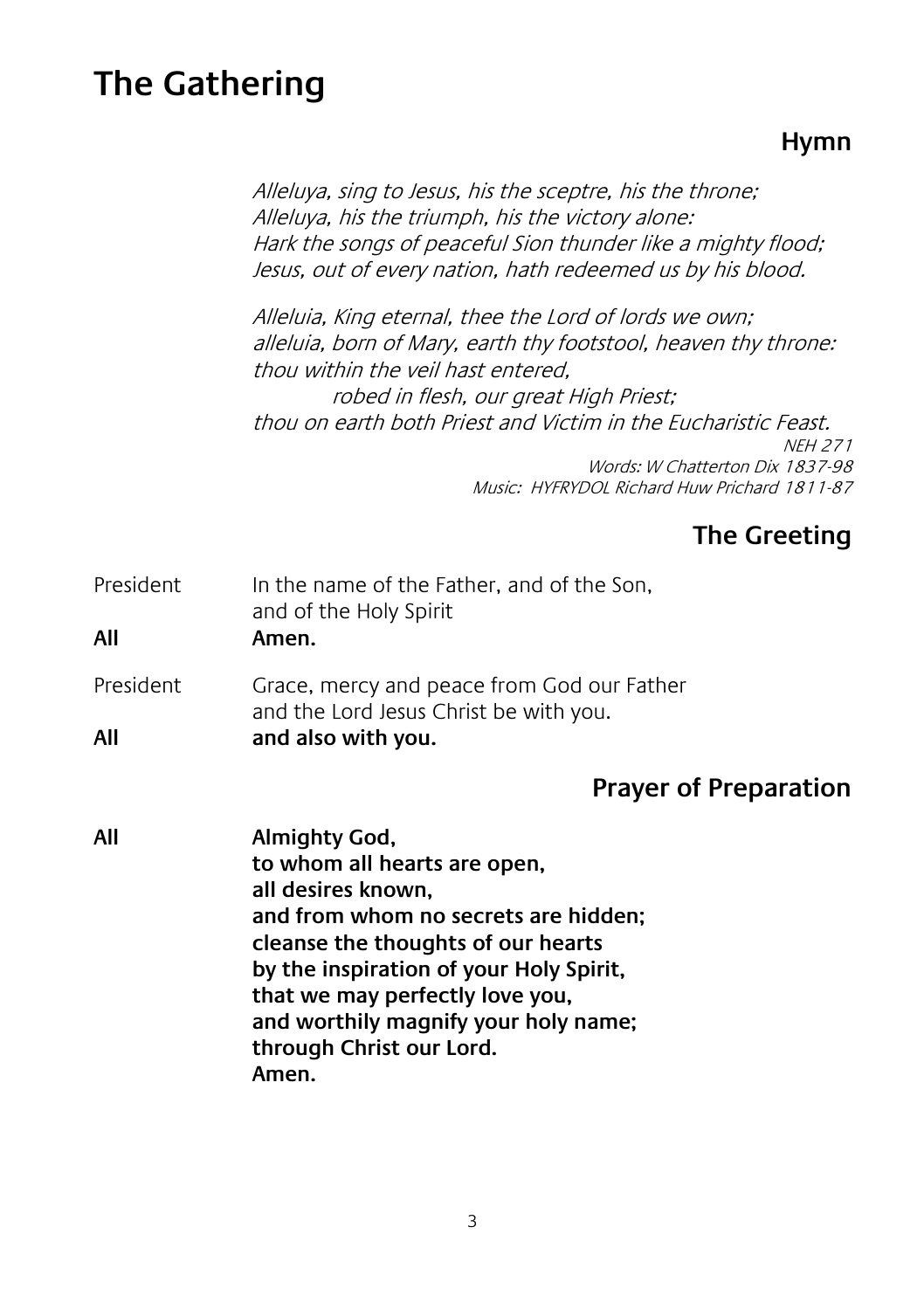# The Gathering

## Hymn

*Alleluya, sing to Jesus, his the sceptre, his the throne;*
*Alleluya, his the triumph, his the victory alone:*
*Hark the songs of peaceful Sion thunder like a mighty flood;*
*Jesus, out of every nation, hath redeemed us by his blood.*

*Alleluia, King eternal, thee the Lord of lords we own;*
*alleluia, born of Mary, earth thy footstool, heaven thy throne:*
*thou within the veil hast entered,*
*robed in flesh, our great High Priest;*
*thou on earth both Priest and Victim in the Eucharistic Feast.*

*NEH 271*
*Words: W Chatterton Dix 1837-98*
*Music: HYFRYDOL Richard Huw Prichard 1811-87*

## The Greeting

President — In the name of the Father, and of the Son,
and of the Holy Spirit

**All — Amen.**

President — Grace, mercy and peace from God our Father
and the Lord Jesus Christ be with you.

**All — and also with you.**

## Prayer of Preparation

**All — Almighty God,**
**to whom all hearts are open,**
**all desires known,**
**and from whom no secrets are hidden;**
**cleanse the thoughts of our hearts**
**by the inspiration of your Holy Spirit,**
**that we may perfectly love you,**
**and worthily magnify your holy name;**
**through Christ our Lord.**
**Amen.**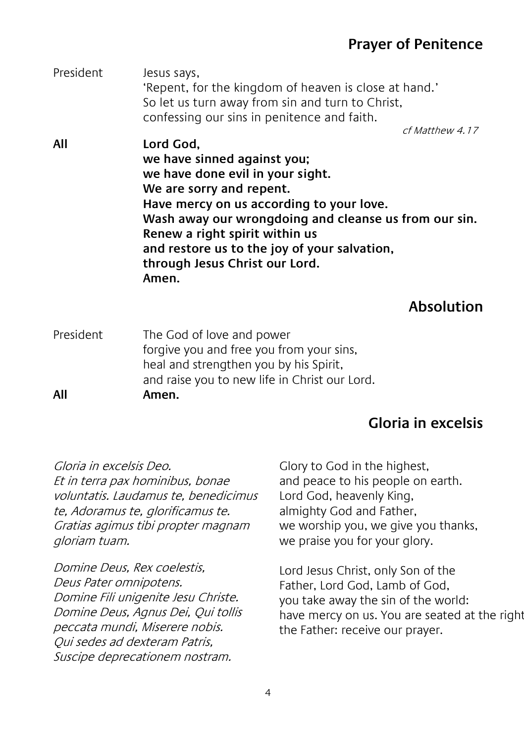## Prayer of Penitence

President Jesus says,
'Repent, for the kingdom of heaven is close at hand.'
So let us turn away from sin and turn to Christ,
confessing our sins in penitence and faith.

*cf Matthew 4.17*

**All** **Lord God,
we have sinned against you;
we have done evil in your sight.
We are sorry and repent.
Have mercy on us according to your love.
Wash away our wrongdoing and cleanse us from our sin.
Renew a right spirit within us
and restore us to the joy of your salvation,
through Jesus Christ our Lord.
Amen.**

## Absolution

President The God of love and power
forgive you and free you from your sins,
heal and strengthen you by his Spirit,
and raise you to new life in Christ our Lord.

**All** **Amen.**

## Gloria in excelsis

*Gloria in excelsis Deo.
Et in terra pax hominibus, bonae voluntatis. Laudamus te, benedicimus te, Adoramus te, glorificamus te. Gratias agimus tibi propter magnam gloriam tuam.*

*Domine Deus, Rex coelestis,
Deus Pater omnipotens.
Domine Fili unigenite Jesu Christe.
Domine Deus, Agnus Dei, Qui tollis peccata mundi, Miserere nobis.
Qui sedes ad dexteram Patris,
Suscipe deprecationem nostram.*

Glory to God in the highest,
and peace to his people on earth.
Lord God, heavenly King,
almighty God and Father,
we worship you, we give you thanks,
we praise you for your glory.

Lord Jesus Christ, only Son of the Father, Lord God, Lamb of God,
you take away the sin of the world:
have mercy on us. You are seated at the right
the Father: receive our prayer.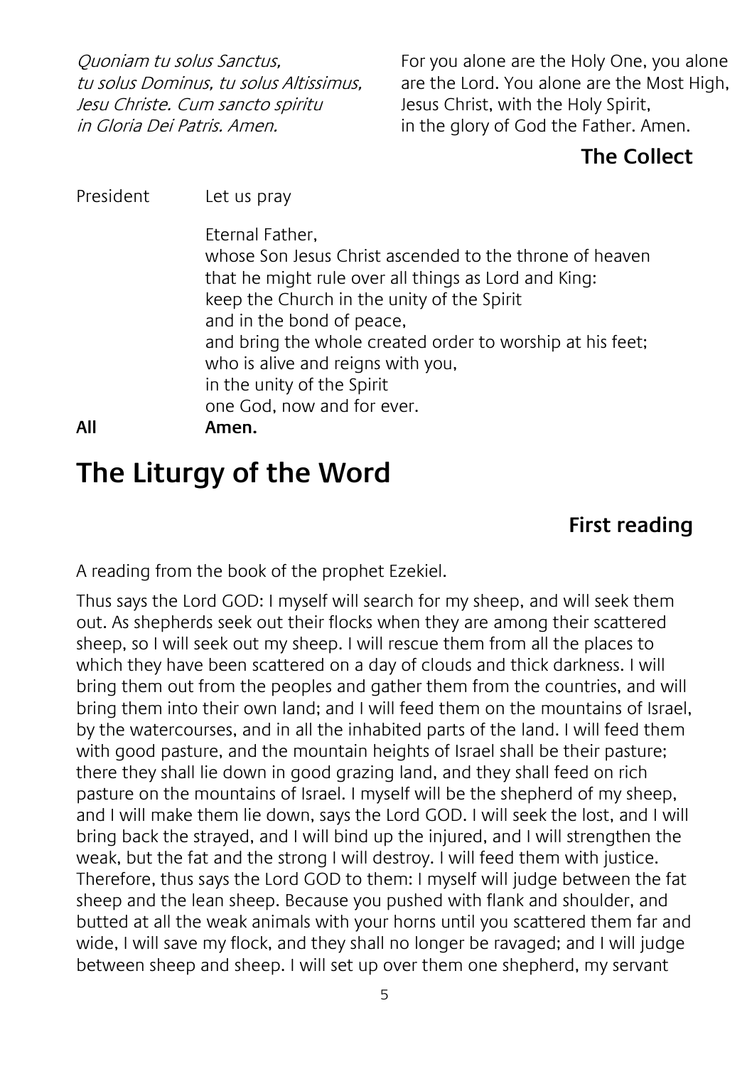| | |
|---|---|
| *Quoniam tu solus Sanctus,* | For you alone are the Holy One, you alone |
| *tu solus Dominus, tu solus Altissimus,* | are the Lord. You alone are the Most High, |
| *Jesu Christe. Cum sancto spiritu* | Jesus Christ, with the Holy Spirit, |
| *in Gloria Dei Patris. Amen.* | in the glory of God the Father. Amen. |

### The Collect

President Let us pray

Eternal Father,
whose Son Jesus Christ ascended to the throne of heaven
that he might rule over all things as Lord and King:
keep the Church in the unity of the Spirit
and in the bond of peace,
and bring the whole created order to worship at his feet;
who is alive and reigns with you,
in the unity of the Spirit
one God, now and for ever.

**All Amen.**

# The Liturgy of the Word

### First reading

A reading from the book of the prophet Ezekiel.

Thus says the Lord GOD: I myself will search for my sheep, and will seek them out. As shepherds seek out their flocks when they are among their scattered sheep, so I will seek out my sheep. I will rescue them from all the places to which they have been scattered on a day of clouds and thick darkness. I will bring them out from the peoples and gather them from the countries, and will bring them into their own land; and I will feed them on the mountains of Israel, by the watercourses, and in all the inhabited parts of the land. I will feed them with good pasture, and the mountain heights of Israel shall be their pasture; there they shall lie down in good grazing land, and they shall feed on rich pasture on the mountains of Israel. I myself will be the shepherd of my sheep, and I will make them lie down, says the Lord GOD. I will seek the lost, and I will bring back the strayed, and I will bind up the injured, and I will strengthen the weak, but the fat and the strong I will destroy. I will feed them with justice. Therefore, thus says the Lord GOD to them: I myself will judge between the fat sheep and the lean sheep. Because you pushed with flank and shoulder, and butted at all the weak animals with your horns until you scattered them far and wide, I will save my flock, and they shall no longer be ravaged; and I will judge between sheep and sheep. I will set up over them one shepherd, my servant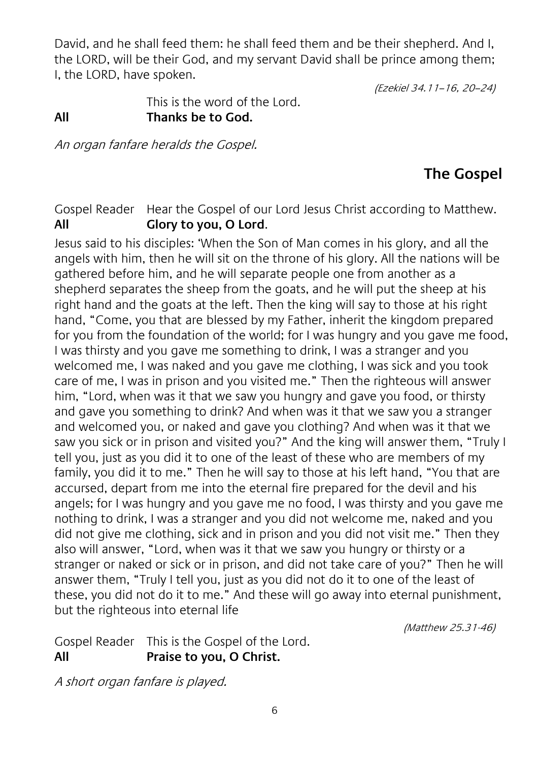David, and he shall feed them: he shall feed them and be their shepherd. And I, the LORD, will be their God, and my servant David shall be prince among them; I, the LORD, have spoken.

*(Ezekiel 34.11–16, 20–24)*

This is the word of the Lord.
**All** **Thanks be to God.**

*An organ fanfare heralds the Gospel.*

## The Gospel

Gospel Reader Hear the Gospel of our Lord Jesus Christ according to Matthew.
**All** **Glory to you, O Lord**.

Jesus said to his disciples: 'When the Son of Man comes in his glory, and all the angels with him, then he will sit on the throne of his glory. All the nations will be gathered before him, and he will separate people one from another as a shepherd separates the sheep from the goats, and he will put the sheep at his right hand and the goats at the left. Then the king will say to those at his right hand, "Come, you that are blessed by my Father, inherit the kingdom prepared for you from the foundation of the world; for I was hungry and you gave me food, I was thirsty and you gave me something to drink, I was a stranger and you welcomed me, I was naked and you gave me clothing, I was sick and you took care of me, I was in prison and you visited me." Then the righteous will answer him, "Lord, when was it that we saw you hungry and gave you food, or thirsty and gave you something to drink? And when was it that we saw you a stranger and welcomed you, or naked and gave you clothing? And when was it that we saw you sick or in prison and visited you?" And the king will answer them, "Truly I tell you, just as you did it to one of the least of these who are members of my family, you did it to me." Then he will say to those at his left hand, "You that are accursed, depart from me into the eternal fire prepared for the devil and his angels; for I was hungry and you gave me no food, I was thirsty and you gave me nothing to drink, I was a stranger and you did not welcome me, naked and you did not give me clothing, sick and in prison and you did not visit me." Then they also will answer, "Lord, when was it that we saw you hungry or thirsty or a stranger or naked or sick or in prison, and did not take care of you?" Then he will answer them, "Truly I tell you, just as you did not do it to one of the least of these, you did not do it to me." And these will go away into eternal punishment, but the righteous into eternal life

*(Matthew 25.31-46)*

Gospel Reader This is the Gospel of the Lord.
**All** **Praise to you, O Christ.**

*A short organ fanfare is played.*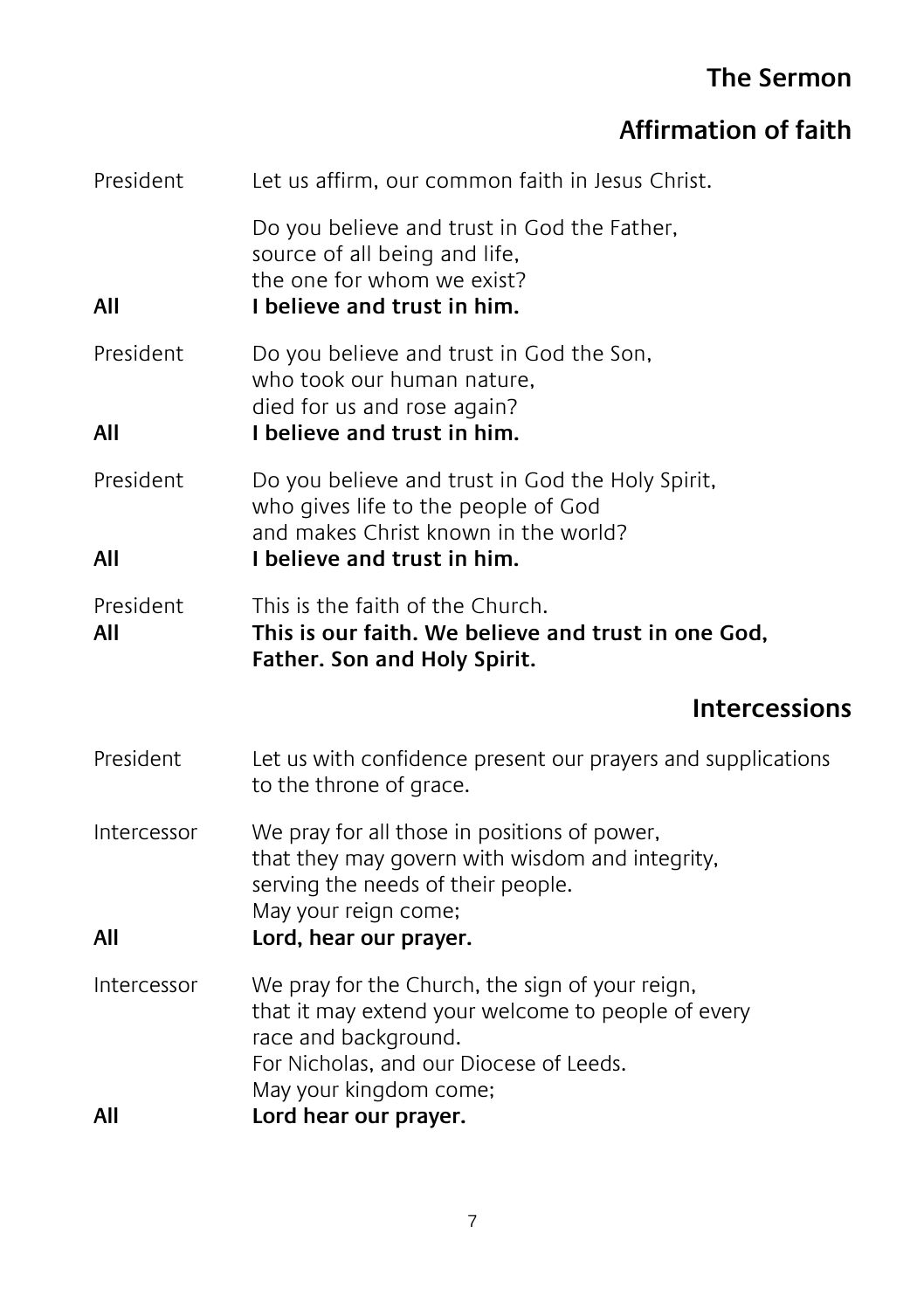## The Sermon

## Affirmation of faith

President Let us affirm, our common faith in Jesus Christ.

Do you believe and trust in God the Father,
source of all being and life,
the one for whom we exist?

**All** **I believe and trust in him.**

President Do you believe and trust in God the Son,
who took our human nature,
died for us and rose again?

**All** **I believe and trust in him.**

President Do you believe and trust in God the Holy Spirit,
who gives life to the people of God
and makes Christ known in the world?

**All** **I believe and trust in him.**

President This is the faith of the Church.

**All** **This is our faith. We believe and trust in one God,
Father. Son and Holy Spirit.**

## Intercessions

President Let us with confidence present our prayers and supplications to the throne of grace.

Intercessor We pray for all those in positions of power,
that they may govern with wisdom and integrity,
serving the needs of their people.
May your reign come;

**All** **Lord, hear our prayer.**

Intercessor We pray for the Church, the sign of your reign,
that it may extend your welcome to people of every race and background.
For Nicholas, and our Diocese of Leeds.
May your kingdom come;

**All** **Lord hear our prayer.**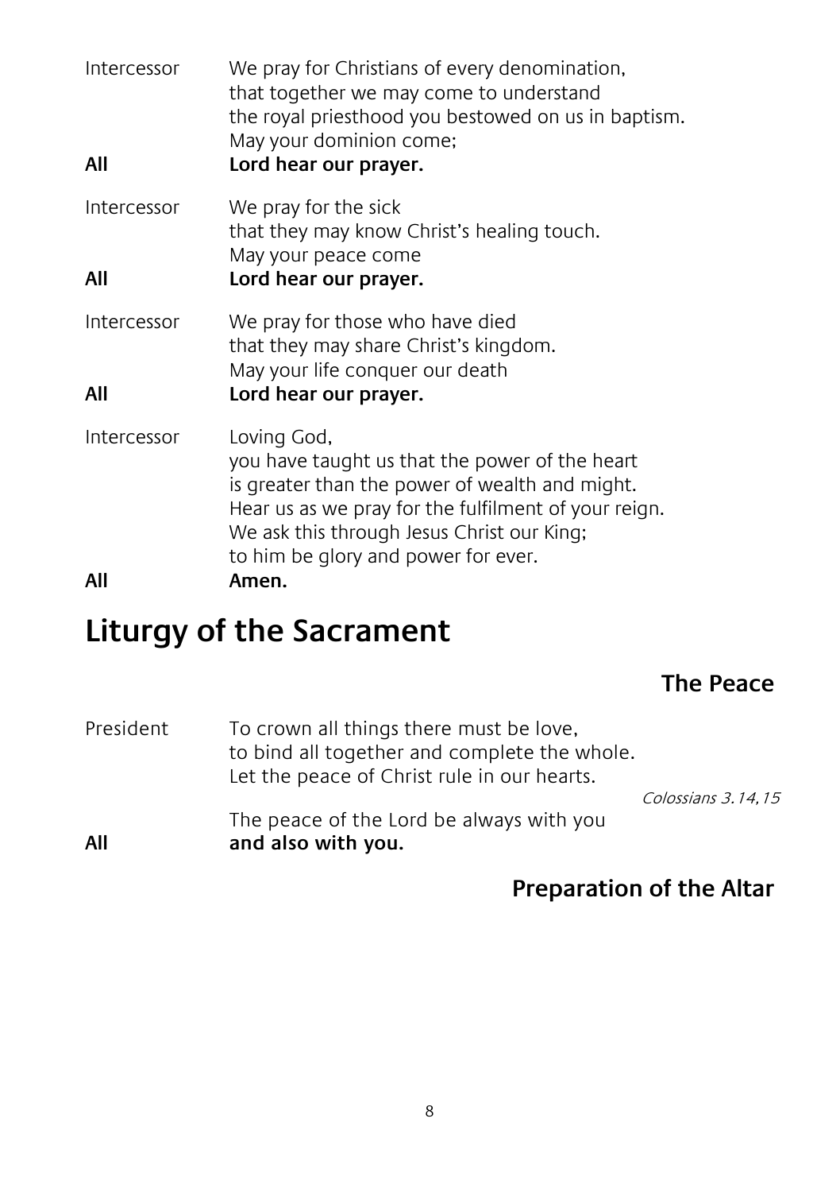Intercessor We pray for Christians of every denomination,
that together we may come to understand
the royal priesthood you bestowed on us in baptism.
May your dominion come;

**All** **Lord hear our prayer.**

Intercessor We pray for the sick
that they may know Christ's healing touch.
May your peace come

**All** **Lord hear our prayer.**

Intercessor We pray for those who have died
that they may share Christ's kingdom.
May your life conquer our death

**All** **Lord hear our prayer.**

Intercessor Loving God,
you have taught us that the power of the heart
is greater than the power of wealth and might.
Hear us as we pray for the fulfilment of your reign.
We ask this through Jesus Christ our King;
to him be glory and power for ever.

**All** **Amen.**

# Liturgy of the Sacrament

## The Peace

President To crown all things there must be love,
to bind all together and complete the whole.
Let the peace of Christ rule in our hearts.

*Colossians 3.14,15*

The peace of the Lord be always with you

**All** **and also with you.**

## Preparation of the Altar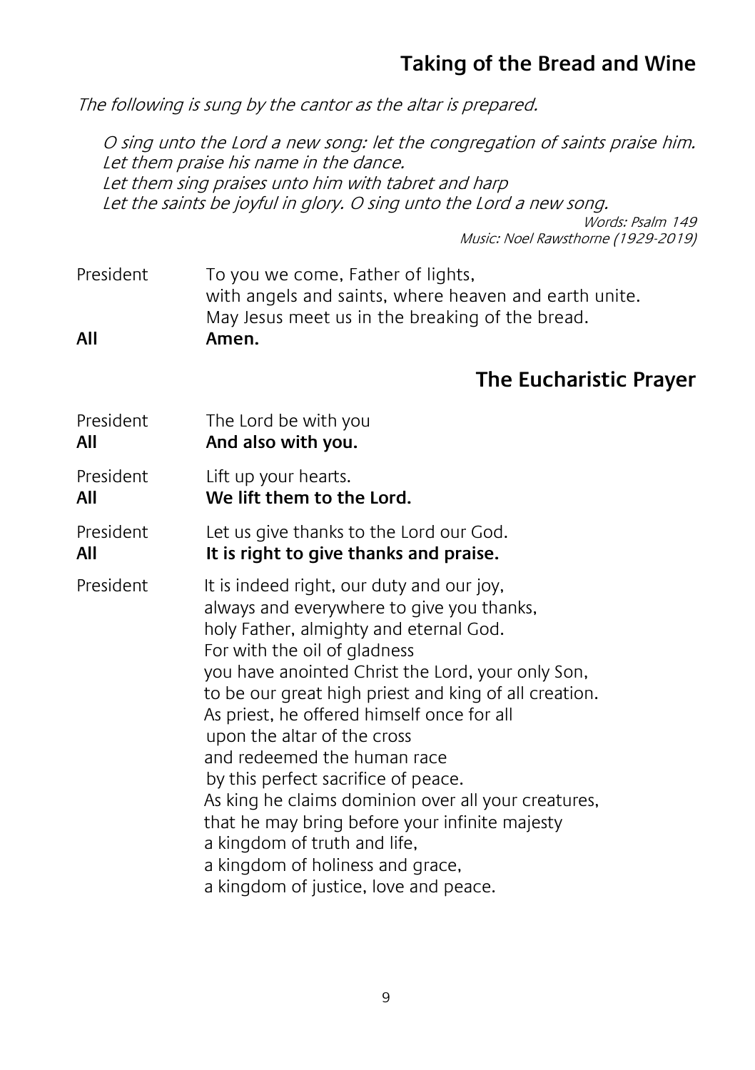## Taking of the Bread and Wine

*The following is sung by the cantor as the altar is prepared.*

*O sing unto the Lord a new song: let the congregation of saints praise him.*
*Let them praise his name in the dance.*
*Let them sing praises unto him with tabret and harp*
*Let the saints be joyful in glory. O sing unto the Lord a new song.*

*Words: Psalm 149*
*Music: Noel Rawsthorne (1929-2019)*

President To you we come, Father of lights,
with angels and saints, where heaven and earth unite.
May Jesus meet us in the breaking of the bread.

**All** **Amen.**

## The Eucharistic Prayer

President The Lord be with you

**All** **And also with you.**

President Lift up your hearts.

**All** **We lift them to the Lord.**

President Let us give thanks to the Lord our God.

**All** **It is right to give thanks and praise.**

President It is indeed right, our duty and our joy,
always and everywhere to give you thanks,
holy Father, almighty and eternal God.
For with the oil of gladness
you have anointed Christ the Lord, your only Son,
to be our great high priest and king of all creation.
As priest, he offered himself once for all
upon the altar of the cross
and redeemed the human race
by this perfect sacrifice of peace.
As king he claims dominion over all your creatures,
that he may bring before your infinite majesty
a kingdom of truth and life,
a kingdom of holiness and grace,
a kingdom of justice, love and peace.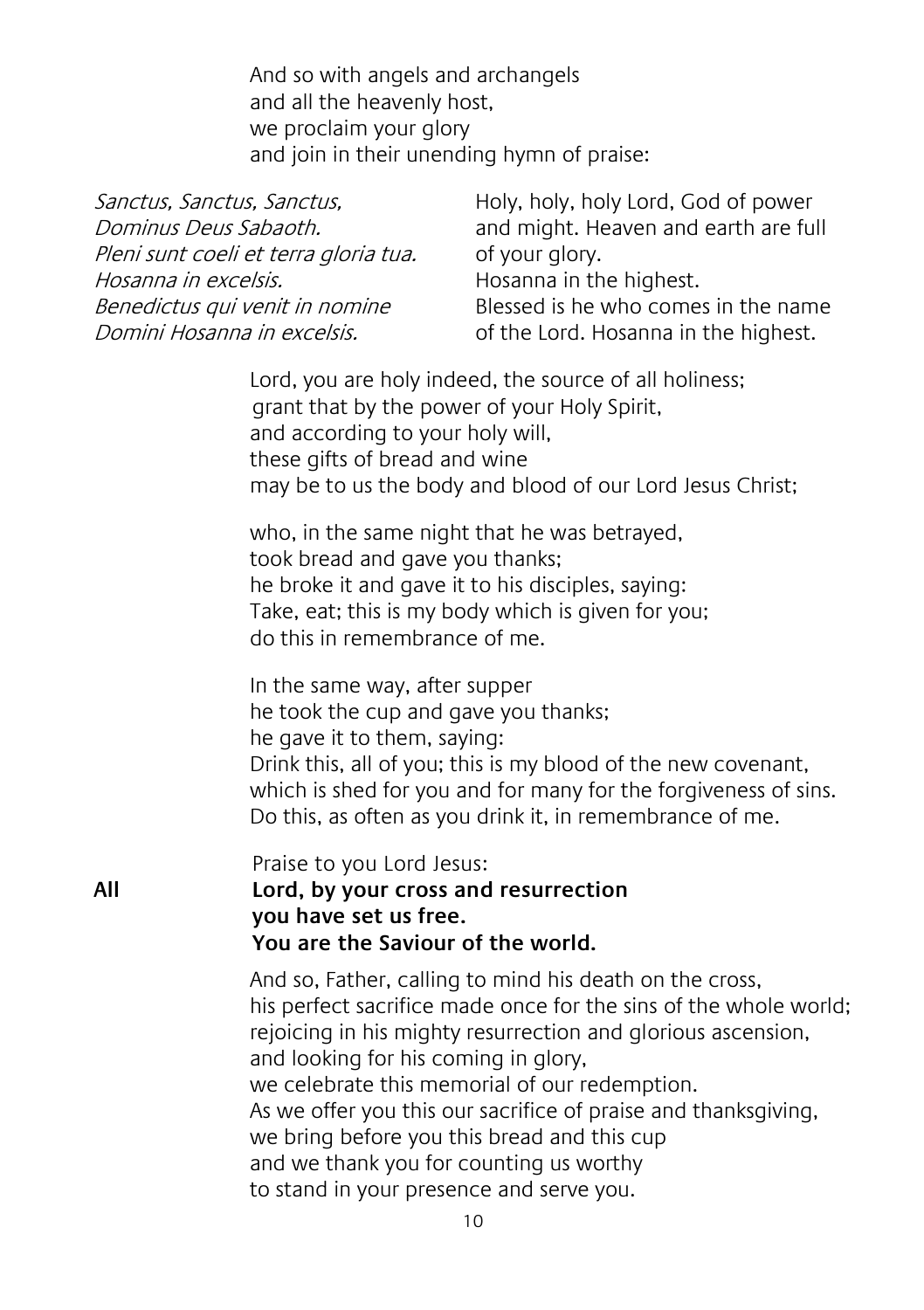And so with angels and archangels
and all the heavenly host,
we proclaim your glory
and join in their unending hymn of praise:

| | |
|---|---|
| *Sanctus, Sanctus, Sanctus,* | Holy, holy, holy Lord, God of power |
| *Dominus Deus Sabaoth.* | and might. Heaven and earth are full |
| *Pleni sunt coeli et terra gloria tua.* | of your glory. |
| *Hosanna in excelsis.* | Hosanna in the highest. |
| *Benedictus qui venit in nomine* | Blessed is he who comes in the name |
| *Domini Hosanna in excelsis.* | of the Lord. Hosanna in the highest. |

Lord, you are holy indeed, the source of all holiness;
grant that by the power of your Holy Spirit,
and according to your holy will,
these gifts of bread and wine
may be to us the body and blood of our Lord Jesus Christ;

who, in the same night that he was betrayed,
took bread and gave you thanks;
he broke it and gave it to his disciples, saying:
Take, eat; this is my body which is given for you;
do this in remembrance of me.

In the same way, after supper
he took the cup and gave you thanks;
he gave it to them, saying:
Drink this, all of you; this is my blood of the new covenant,
which is shed for you and for many for the forgiveness of sins.
Do this, as often as you drink it, in remembrance of me.

Praise to you Lord Jesus:

**All** **Lord, by your cross and resurrection**
**you have set us free.**
**You are the Saviour of the world.**

And so, Father, calling to mind his death on the cross,
his perfect sacrifice made once for the sins of the whole world;
rejoicing in his mighty resurrection and glorious ascension,
and looking for his coming in glory,
we celebrate this memorial of our redemption.
As we offer you this our sacrifice of praise and thanksgiving,
we bring before you this bread and this cup
and we thank you for counting us worthy
to stand in your presence and serve you.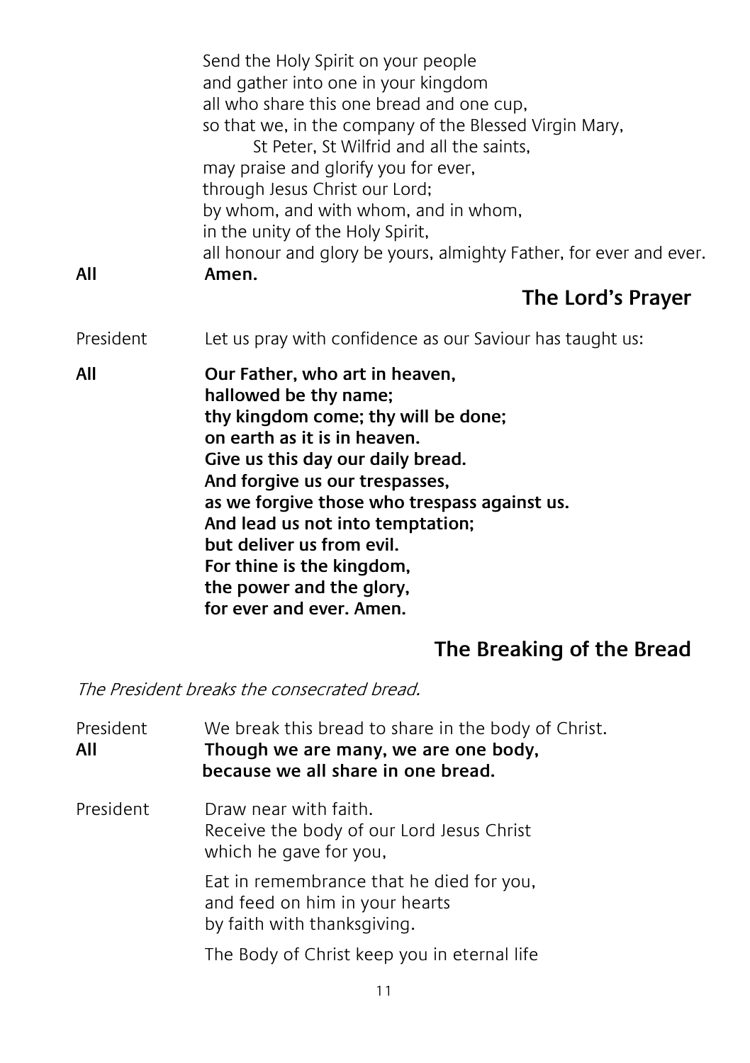Send the Holy Spirit on your people
and gather into one in your kingdom
all who share this one bread and one cup,
so that we, in the company of the Blessed Virgin Mary,
St Peter, St Wilfrid and all the saints,
may praise and glorify you for ever,
through Jesus Christ our Lord;
by whom, and with whom, and in whom,
in the unity of the Holy Spirit,
all honour and glory be yours, almighty Father, for ever and ever.

**All** **Amen.**

## The Lord's Prayer

President Let us pray with confidence as our Saviour has taught us:

**All** **Our Father, who art in heaven,
hallowed be thy name;
thy kingdom come; thy will be done;
on earth as it is in heaven.
Give us this day our daily bread.
And forgive us our trespasses,
as we forgive those who trespass against us.
And lead us not into temptation;
but deliver us from evil.
For thine is the kingdom,
the power and the glory,
for ever and ever. Amen.**

## The Breaking of the Bread

*The President breaks the consecrated bread.*

President We break this bread to share in the body of Christ.

**All** **Though we are many, we are one body,
because we all share in one bread.**

President Draw near with faith.
Receive the body of our Lord Jesus Christ
which he gave for you,

Eat in remembrance that he died for you,
and feed on him in your hearts
by faith with thanksgiving.

The Body of Christ keep you in eternal life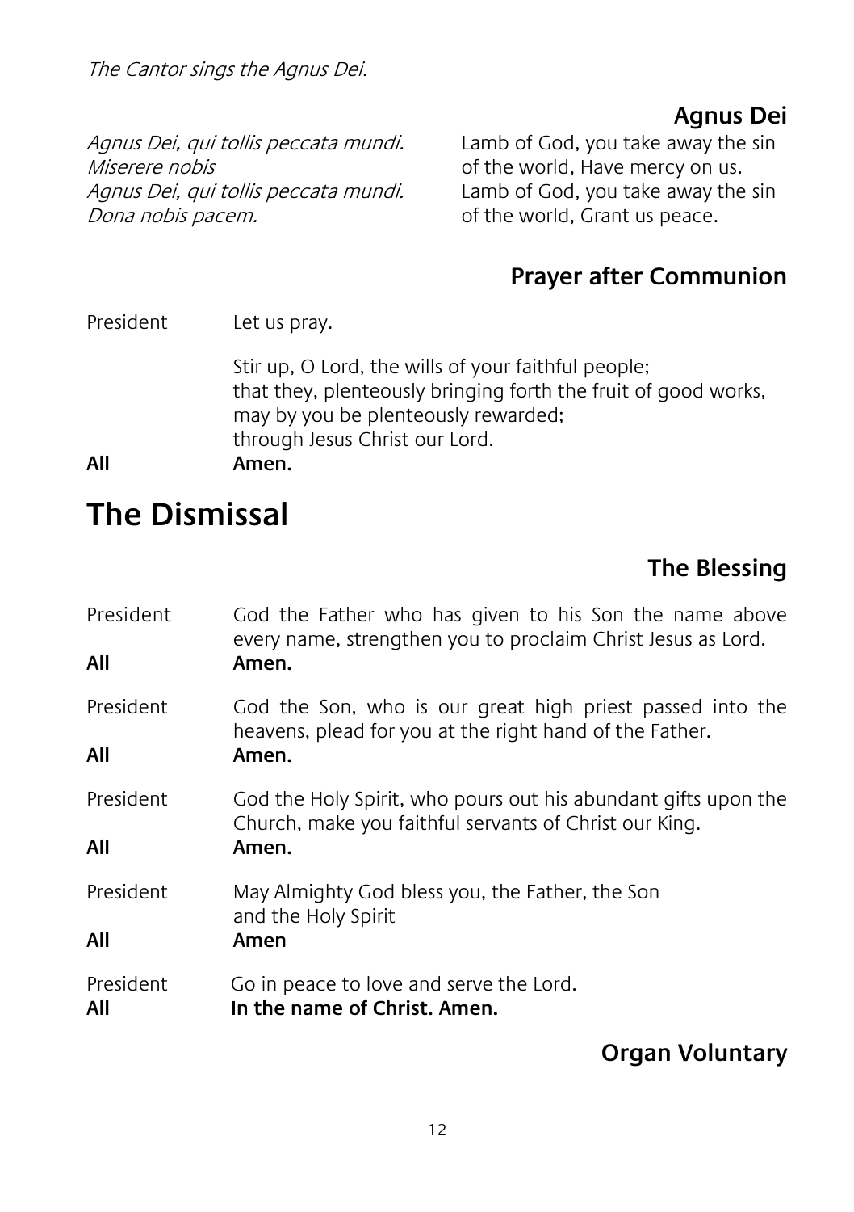*The Cantor sings the Agnus Dei.*

### Agnus Dei

| | |
|---|---|
| *Agnus Dei, qui tollis peccata mundi.* | Lamb of God, you take away the sin |
| *Miserere nobis* | of the world, Have mercy on us. |
| *Agnus Dei, qui tollis peccata mundi.* | Lamb of God, you take away the sin |
| *Dona nobis pacem.* | of the world, Grant us peace. |

### Prayer after Communion

President Let us pray.

Stir up, O Lord, the wills of your faithful people;
that they, plenteously bringing forth the fruit of good works,
may by you be plenteously rewarded;
through Jesus Christ our Lord.

**All** **Amen.**

# The Dismissal

### The Blessing

President God the Father who has given to his Son the name above every name, strengthen you to proclaim Christ Jesus as Lord.

**All** **Amen.**

President God the Son, who is our great high priest passed into the heavens, plead for you at the right hand of the Father.

**All** **Amen.**

President God the Holy Spirit, who pours out his abundant gifts upon the Church, make you faithful servants of Christ our King.

**All** **Amen.**

President May Almighty God bless you, the Father, the Son and the Holy Spirit

**All** **Amen**

President Go in peace to love and serve the Lord.

**All** **In the name of Christ. Amen.**

### Organ Voluntary